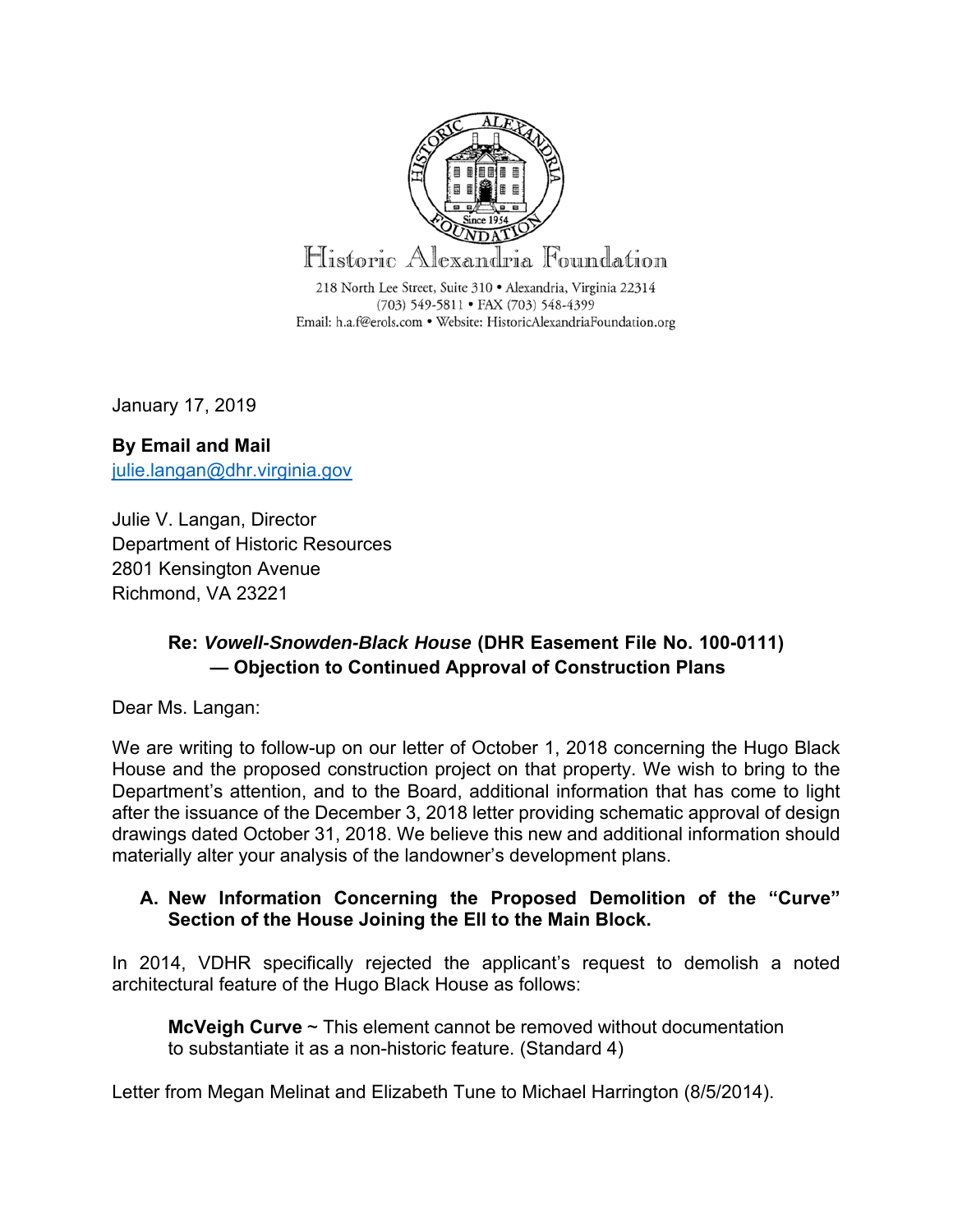Historic Alexandria Foundation

218 North Lee Street, Suite 310 • Alexandria, Virginia 22314
(703) 549-5811 • FAX (703) 548-4399
Email: h.a.f@erols.com • Website: HistoricAlexandriaFoundation.org

January 17, 2019

**By Email and Mail**
julie.langan@dhr.virginia.gov

Julie V. Langan, Director
Department of Historic Resources
2801 Kensington Avenue
Richmond, VA 23221

**Re: *Vowell-Snowden-Black House* (DHR Easement File No. 100-0111) — Objection to Continued Approval of Construction Plans**

Dear Ms. Langan:

We are writing to follow-up on our letter of October 1, 2018 concerning the Hugo Black House and the proposed construction project on that property. We wish to bring to the Department's attention, and to the Board, additional information that has come to light after the issuance of the December 3, 2018 letter providing schematic approval of design drawings dated October 31, 2018. We believe this new and additional information should materially alter your analysis of the landowner's development plans.

**A. New Information Concerning the Proposed Demolition of the "Curve" Section of the House Joining the Ell to the Main Block.**

In 2014, VDHR specifically rejected the applicant's request to demolish a noted architectural feature of the Hugo Black House as follows:

> **McVeigh Curve** ~ This element cannot be removed without documentation to substantiate it as a non-historic feature. (Standard 4)

Letter from Megan Melinat and Elizabeth Tune to Michael Harrington (8/5/2014).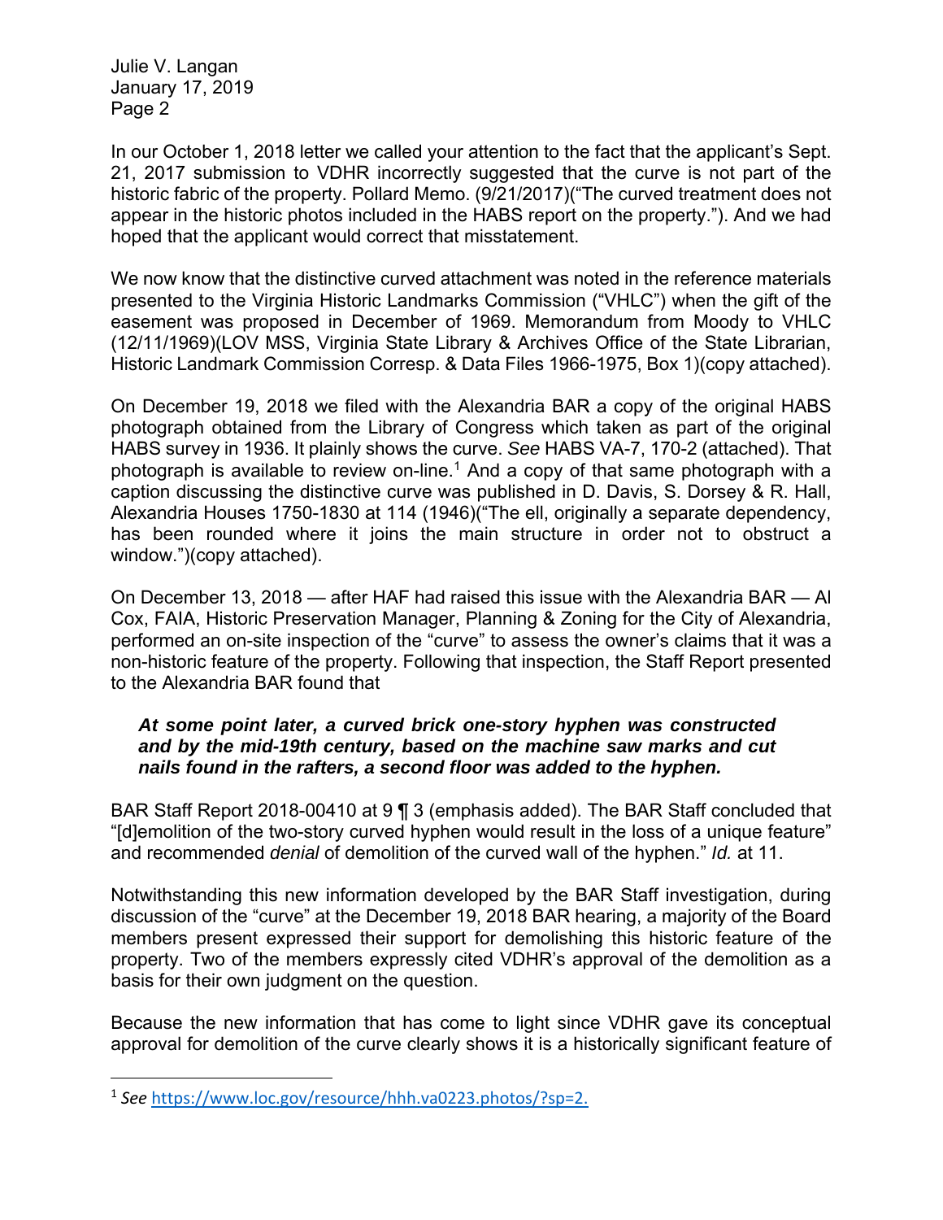In our October 1, 2018 letter we called your attention to the fact that the applicant's Sept. 21, 2017 submission to VDHR incorrectly suggested that the curve is not part of the historic fabric of the property. Pollard Memo. (9/21/2017)("The curved treatment does not appear in the historic photos included in the HABS report on the property."). And we had hoped that the applicant would correct that misstatement.

We now know that the distinctive curved attachment was noted in the reference materials presented to the Virginia Historic Landmarks Commission ("VHLC") when the gift of the easement was proposed in December of 1969. Memorandum from Moody to VHLC (12/11/1969)(LOV MSS, Virginia State Library & Archives Office of the State Librarian, Historic Landmark Commission Corresp. & Data Files 1966-1975, Box 1)(copy attached).

On December 19, 2018 we filed with the Alexandria BAR a copy of the original HABS photograph obtained from the Library of Congress which taken as part of the original HABS survey in 1936. It plainly shows the curve. *See* HABS VA-7, 170-2 (attached). That photograph is available to review on-line.[1] And a copy of that same photograph with a caption discussing the distinctive curve was published in D. Davis, S. Dorsey & R. Hall, Alexandria Houses 1750-1830 at 114 (1946)("The ell, originally a separate dependency, has been rounded where it joins the main structure in order not to obstruct a window.")(copy attached).

On December 13, 2018 — after HAF had raised this issue with the Alexandria BAR — Al Cox, FAIA, Historic Preservation Manager, Planning & Zoning for the City of Alexandria, performed an on-site inspection of the "curve" to assess the owner's claims that it was a non-historic feature of the property. Following that inspection, the Staff Report presented to the Alexandria BAR found that

> ***At some point later, a curved brick one-story hyphen was constructed and by the mid-19th century, based on the machine saw marks and cut nails found in the rafters, a second floor was added to the hyphen.***

BAR Staff Report 2018-00410 at 9 ¶ 3 (emphasis added). The BAR Staff concluded that "[d]emolition of the two-story curved hyphen would result in the loss of a unique feature" and recommended *denial* of demolition of the curved wall of the hyphen." *Id.* at 11.

Notwithstanding this new information developed by the BAR Staff investigation, during discussion of the "curve" at the December 19, 2018 BAR hearing, a majority of the Board members present expressed their support for demolishing this historic feature of the property. Two of the members expressly cited VDHR's approval of the demolition as a basis for their own judgment on the question.

Because the new information that has come to light since VDHR gave its conceptual approval for demolition of the curve clearly shows it is a historically significant feature of

---

[1] *See* https://www.loc.gov/resource/hhh.va0223.photos/?sp=2.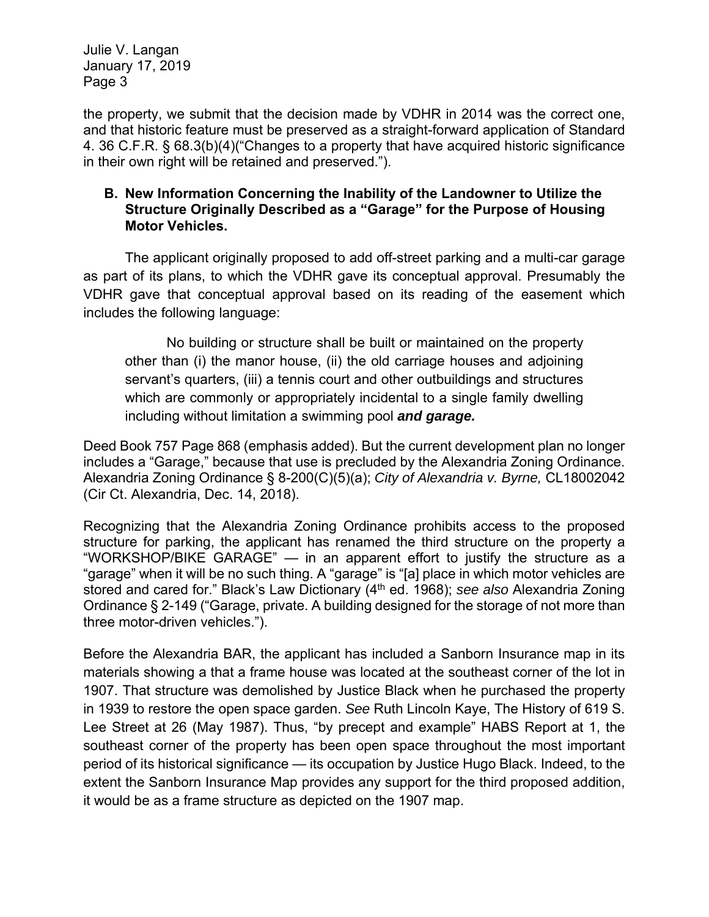the property, we submit that the decision made by VDHR in 2014 was the correct one, and that historic feature must be preserved as a straight-forward application of Standard 4. 36 C.F.R. § 68.3(b)(4)("Changes to a property that have acquired historic significance in their own right will be retained and preserved.").

### B. New Information Concerning the Inability of the Landowner to Utilize the Structure Originally Described as a "Garage" for the Purpose of Housing Motor Vehicles.

The applicant originally proposed to add off-street parking and a multi-car garage as part of its plans, to which the VDHR gave its conceptual approval. Presumably the VDHR gave that conceptual approval based on its reading of the easement which includes the following language:

> No building or structure shall be built or maintained on the property other than (i) the manor house, (ii) the old carriage houses and adjoining servant's quarters, (iii) a tennis court and other outbuildings and structures which are commonly or appropriately incidental to a single family dwelling including without limitation a swimming pool ***and garage.***

Deed Book 757 Page 868 (emphasis added). But the current development plan no longer includes a "Garage," because that use is precluded by the Alexandria Zoning Ordinance. Alexandria Zoning Ordinance § 8-200(C)(5)(a); *City of Alexandria v. Byrne,* CL18002042 (Cir Ct. Alexandria, Dec. 14, 2018).

Recognizing that the Alexandria Zoning Ordinance prohibits access to the proposed structure for parking, the applicant has renamed the third structure on the property a "WORKSHOP/BIKE GARAGE" — in an apparent effort to justify the structure as a "garage" when it will be no such thing. A "garage" is "[a] place in which motor vehicles are stored and cared for." Black's Law Dictionary (4th ed. 1968); *see also* Alexandria Zoning Ordinance § 2-149 ("Garage, private. A building designed for the storage of not more than three motor-driven vehicles.").

Before the Alexandria BAR, the applicant has included a Sanborn Insurance map in its materials showing a that a frame house was located at the southeast corner of the lot in 1907. That structure was demolished by Justice Black when he purchased the property in 1939 to restore the open space garden. *See* Ruth Lincoln Kaye, The History of 619 S. Lee Street at 26 (May 1987). Thus, "by precept and example" HABS Report at 1, the southeast corner of the property has been open space throughout the most important period of its historical significance — its occupation by Justice Hugo Black. Indeed, to the extent the Sanborn Insurance Map provides any support for the third proposed addition, it would be as a frame structure as depicted on the 1907 map.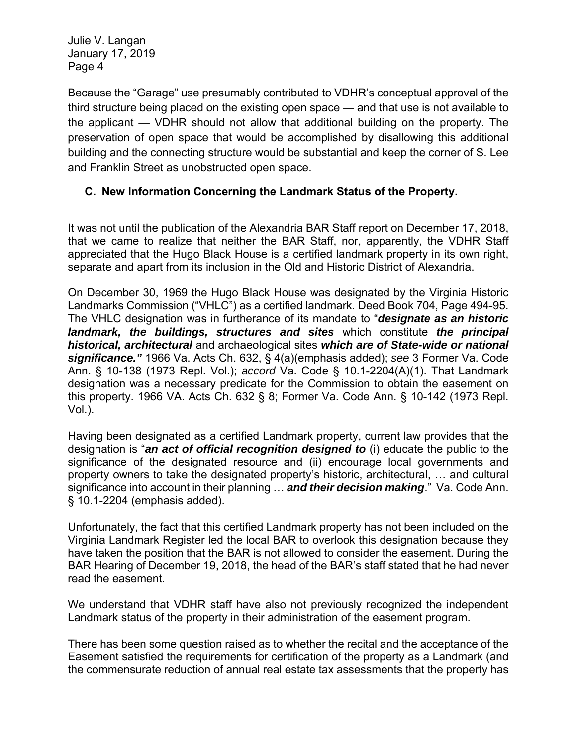Because the "Garage" use presumably contributed to VDHR's conceptual approval of the third structure being placed on the existing open space — and that use is not available to the applicant — VDHR should not allow that additional building on the property. The preservation of open space that would be accomplished by disallowing this additional building and the connecting structure would be substantial and keep the corner of S. Lee and Franklin Street as unobstructed open space.

### C. New Information Concerning the Landmark Status of the Property.

It was not until the publication of the Alexandria BAR Staff report on December 17, 2018, that we came to realize that neither the BAR Staff, nor, apparently, the VDHR Staff appreciated that the Hugo Black House is a certified landmark property in its own right, separate and apart from its inclusion in the Old and Historic District of Alexandria.

On December 30, 1969 the Hugo Black House was designated by the Virginia Historic Landmarks Commission ("VHLC") as a certified landmark. Deed Book 704, Page 494-95. The VHLC designation was in furtherance of its mandate to "***designate as an historic landmark, the buildings, structures and sites*** which constitute ***the principal historical, architectural*** and archaeological sites ***which are of State-wide or national significance."*** 1966 Va. Acts Ch. 632, § 4(a)(emphasis added); *see* 3 Former Va. Code Ann. § 10-138 (1973 Repl. Vol.); *accord* Va. Code § 10.1-2204(A)(1). That Landmark designation was a necessary predicate for the Commission to obtain the easement on this property. 1966 VA. Acts Ch. 632 § 8; Former Va. Code Ann. § 10-142 (1973 Repl. Vol.).

Having been designated as a certified Landmark property, current law provides that the designation is "***an act of official recognition designed to*** (i) educate the public to the significance of the designated resource and (ii) encourage local governments and property owners to take the designated property's historic, architectural, … and cultural significance into account in their planning … ***and their decision making***." Va. Code Ann. § 10.1-2204 (emphasis added).

Unfortunately, the fact that this certified Landmark property has not been included on the Virginia Landmark Register led the local BAR to overlook this designation because they have taken the position that the BAR is not allowed to consider the easement. During the BAR Hearing of December 19, 2018, the head of the BAR's staff stated that he had never read the easement.

We understand that VDHR staff have also not previously recognized the independent Landmark status of the property in their administration of the easement program.

There has been some question raised as to whether the recital and the acceptance of the Easement satisfied the requirements for certification of the property as a Landmark (and the commensurate reduction of annual real estate tax assessments that the property has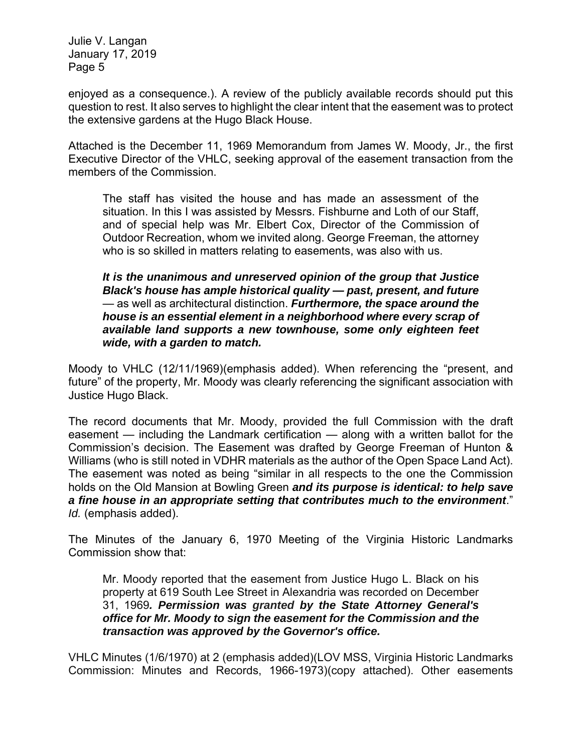enjoyed as a consequence.). A review of the publicly available records should put this question to rest. It also serves to highlight the clear intent that the easement was to protect the extensive gardens at the Hugo Black House.

Attached is the December 11, 1969 Memorandum from James W. Moody, Jr., the first Executive Director of the VHLC, seeking approval of the easement transaction from the members of the Commission.

> The staff has visited the house and has made an assessment of the situation. In this I was assisted by Messrs. Fishburne and Loth of our Staff, and of special help was Mr. Elbert Cox, Director of the Commission of Outdoor Recreation, whom we invited along. George Freeman, the attorney who is so skilled in matters relating to easements, was also with us.
>
> ***It is the unanimous and unreserved opinion of the group that Justice Black's house has ample historical quality — past, present, and future*** — as well as architectural distinction. ***Furthermore, the space around the house is an essential element in a neighborhood where every scrap of available land supports a new townhouse, some only eighteen feet wide, with a garden to match.***

Moody to VHLC (12/11/1969)(emphasis added). When referencing the "present, and future" of the property, Mr. Moody was clearly referencing the significant association with Justice Hugo Black.

The record documents that Mr. Moody, provided the full Commission with the draft easement — including the Landmark certification — along with a written ballot for the Commission's decision. The Easement was drafted by George Freeman of Hunton & Williams (who is still noted in VDHR materials as the author of the Open Space Land Act). The easement was noted as being "similar in all respects to the one the Commission holds on the Old Mansion at Bowling Green ***and its purpose is identical: to help save a fine house in an appropriate setting that contributes much to the environment***." *Id.* (emphasis added).

The Minutes of the January 6, 1970 Meeting of the Virginia Historic Landmarks Commission show that:

> Mr. Moody reported that the easement from Justice Hugo L. Black on his property at 619 South Lee Street in Alexandria was recorded on December 31, 1969***. Permission was granted by the State Attorney General's office for Mr. Moody to sign the easement for the Commission and the transaction was approved by the Governor's office.***

VHLC Minutes (1/6/1970) at 2 (emphasis added)(LOV MSS, Virginia Historic Landmarks Commission: Minutes and Records, 1966-1973)(copy attached). Other easements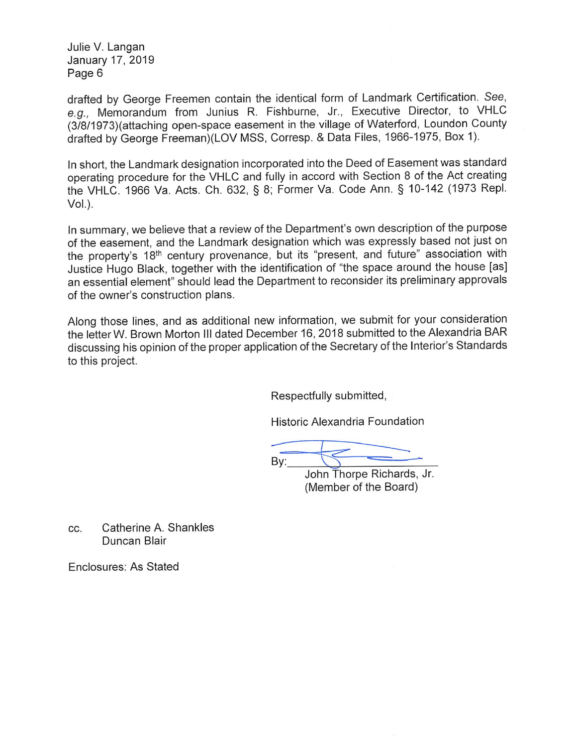drafted by George Freemen contain the identical form of Landmark Certification. *See, e.g.*, Memorandum from Junius R. Fishburne, Jr., Executive Director, to VHLC (3/8/1973)(attaching open-space easement in the village of Waterford, Loundon County drafted by George Freeman)(LOV MSS, Corresp. & Data Files, 1966-1975, Box 1).

In short, the Landmark designation incorporated into the Deed of Easement was standard operating procedure for the VHLC and fully in accord with Section 8 of the Act creating the VHLC. 1966 Va. Acts. Ch. 632, § 8; Former Va. Code Ann. § 10-142 (1973 Repl. Vol.).

In summary, we believe that a review of the Department's own description of the purpose of the easement, and the Landmark designation which was expressly based not just on the property's 18th century provenance, but its "present, and future" association with Justice Hugo Black, together with the identification of "the space around the house [as] an essential element" should lead the Department to reconsider its preliminary approvals of the owner's construction plans.

Along those lines, and as additional new information, we submit for your consideration the letter W. Brown Morton III dated December 16, 2018 submitted to the Alexandria BAR discussing his opinion of the proper application of the Secretary of the Interior's Standards to this project.

Respectfully submitted,

Historic Alexandria Foundation

By:\_\_\_\_\_\_\_\_\_\_\_\_\_\_\_\_\_\_\_\_\_\_\_\_
John Thorpe Richards, Jr.
(Member of the Board)

cc. Catherine A. Shankles
Duncan Blair

Enclosures: As Stated